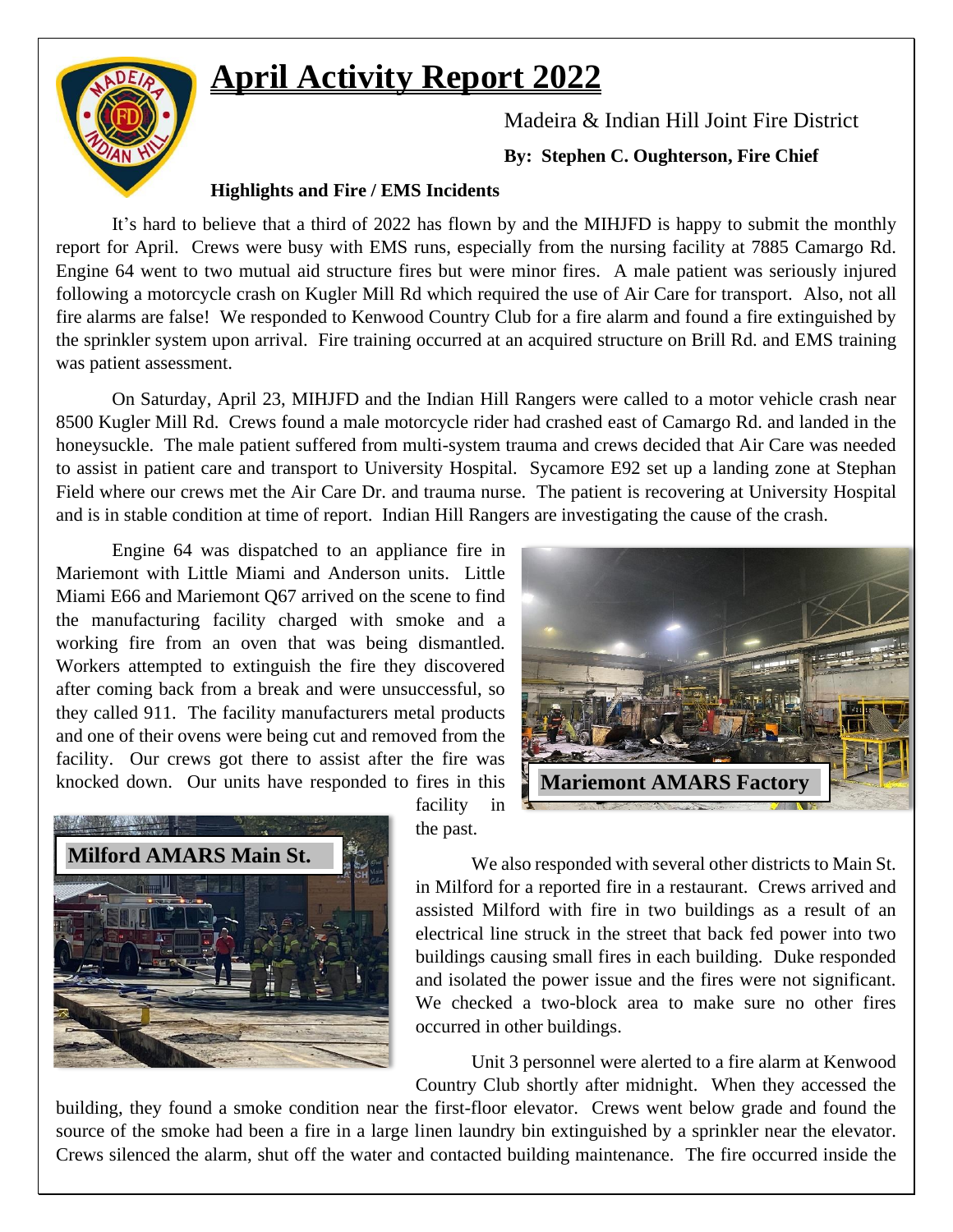# April Activity Report 2022

Madeira & Indian Hill Joint Fire District

**By: Stephen C. Oughterson, Fire Chief**

**Highlights and Fire / EMS Incidents**

It's hard to believe that a third of 2022 has flown by and the MIHJFD is happy to submit the monthly report for April. Crews were busy with EMS runs, especially from the nursing facility at 7885 Camargo Rd. Engine 64 went to two mutual aid structure fires but were minor fires. A male patient was seriously injured following a motorcycle crash on Kugler Mill Rd which required the use of Air Care for transport. Also, not all fire alarms are false! We responded to Kenwood Country Club for a fire alarm and found a fire extinguished by the sprinkler system upon arrival. Fire training occurred at an acquired structure on Brill Rd. and EMS training was patient assessment.

On Saturday, April 23, MIHJFD and the Indian Hill Rangers were called to a motor vehicle crash near 8500 Kugler Mill Rd. Crews found a male motorcycle rider had crashed east of Camargo Rd. and landed in the honeysuckle. The male patient suffered from multi-system trauma and crews decided that Air Care was needed to assist in patient care and transport to University Hospital. Sycamore E92 set up a landing zone at Stephan Field where our crews met the Air Care Dr. and trauma nurse. The patient is recovering at University Hospital and is in stable condition at time of report. Indian Hill Rangers are investigating the cause of the crash.

Engine 64 was dispatched to an appliance fire in Mariemont with Little Miami and Anderson units. Little Miami E66 and Mariemont Q67 arrived on the scene to find the manufacturing facility charged with smoke and a working fire from an oven that was being dismantled. Workers attempted to extinguish the fire they discovered after coming back from a break and were unsuccessful, so they called 911. The facility manufacturers metal products and one of their ovens were being cut and removed from the facility. Our crews got there to assist after the fire was knocked down. Our units have responded to fires in this facility in the past.

**Mariemont AMARS Factory**

**Milford AMARS Main St.**

We also responded with several other districts to Main St. in Milford for a reported fire in a restaurant. Crews arrived and assisted Milford with fire in two buildings as a result of an electrical line struck in the street that back fed power into two buildings causing small fires in each building. Duke responded and isolated the power issue and the fires were not significant. We checked a two-block area to make sure no other fires occurred in other buildings.

Unit 3 personnel were alerted to a fire alarm at Kenwood Country Club shortly after midnight. When they accessed the building, they found a smoke condition near the first-floor elevator. Crews went below grade and found the source of the smoke had been a fire in a large linen laundry bin extinguished by a sprinkler near the elevator. Crews silenced the alarm, shut off the water and contacted building maintenance. The fire occurred inside the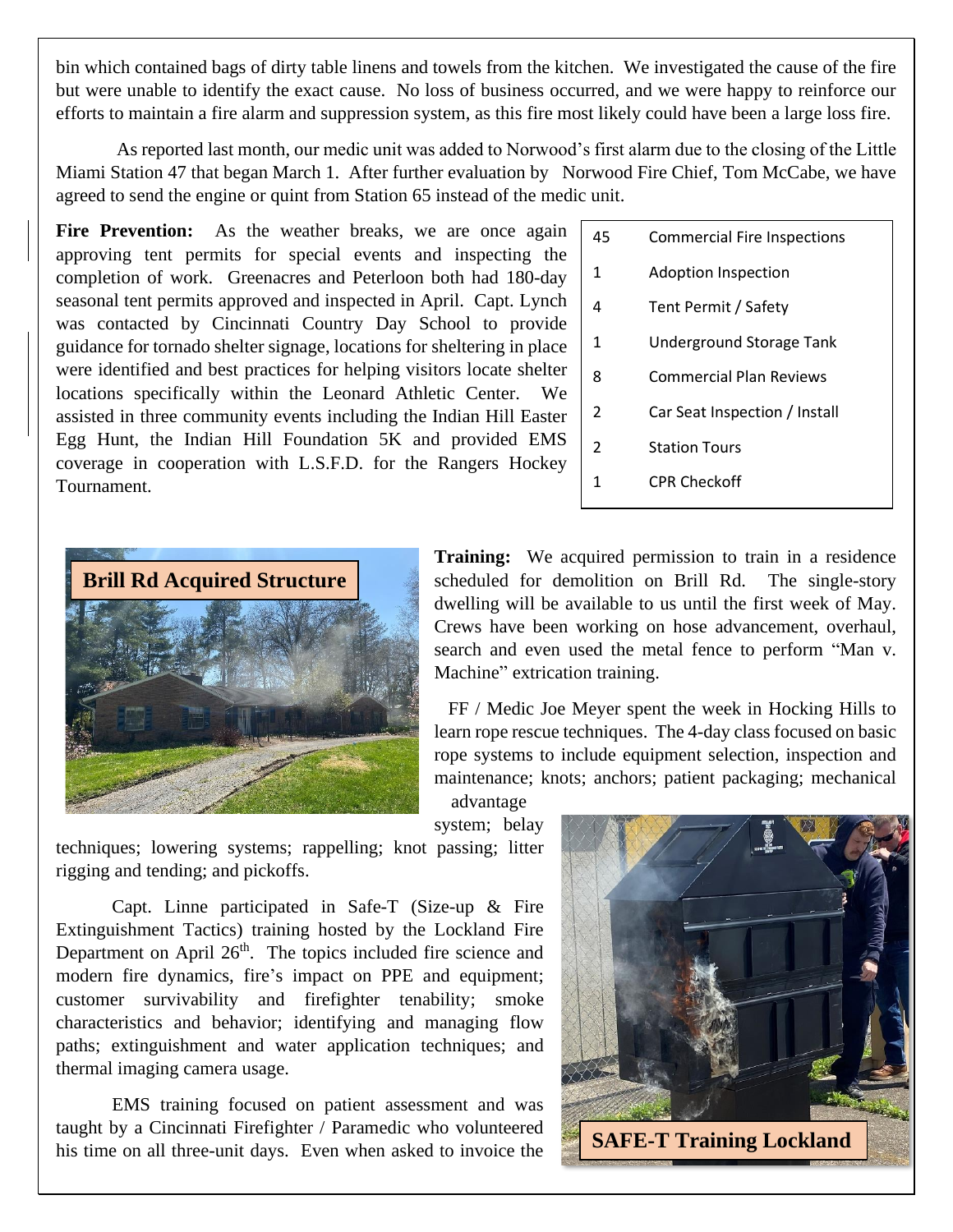bin which contained bags of dirty table linens and towels from the kitchen. We investigated the cause of the fire but were unable to identify the exact cause. No loss of business occurred, and we were happy to reinforce our efforts to maintain a fire alarm and suppression system, as this fire most likely could have been a large loss fire.

As reported last month, our medic unit was added to Norwood's first alarm due to the closing of the Little Miami Station 47 that began March 1. After further evaluation by Norwood Fire Chief, Tom McCabe, we have agreed to send the engine or quint from Station 65 instead of the medic unit.

**Fire Prevention:** As the weather breaks, we are once again approving tent permits for special events and inspecting the completion of work. Greenacres and Peterloon both had 180-day seasonal tent permits approved and inspected in April. Capt. Lynch was contacted by Cincinnati Country Day School to provide guidance for tornado shelter signage, locations for sheltering in place were identified and best practices for helping visitors locate shelter locations specifically within the Leonard Athletic Center. We assisted in three community events including the Indian Hill Easter Egg Hunt, the Indian Hill Foundation 5K and provided EMS coverage in cooperation with L.S.F.D. for the Rangers Hockey Tournament.

| | |
|---|---|
| 45 | Commercial Fire Inspections |
| 1 | Adoption Inspection |
| 4 | Tent Permit / Safety |
| 1 | Underground Storage Tank |
| 8 | Commercial Plan Reviews |
| 2 | Car Seat Inspection / Install |
| 2 | Station Tours |
| 1 | CPR Checkoff |

**Brill Rd Acquired Structure**

**Training:** We acquired permission to train in a residence scheduled for demolition on Brill Rd. The single-story dwelling will be available to us until the first week of May. Crews have been working on hose advancement, overhaul, search and even used the metal fence to perform "Man v. Machine" extrication training.

FF / Medic Joe Meyer spent the week in Hocking Hills to learn rope rescue techniques. The 4-day class focused on basic rope systems to include equipment selection, inspection and maintenance; knots; anchors; patient packaging; mechanical advantage system; belay techniques; lowering systems; rappelling; knot passing; litter rigging and tending; and pickoffs.

Capt. Linne participated in Safe-T (Size-up & Fire Extinguishment Tactics) training hosted by the Lockland Fire Department on April 26th. The topics included fire science and modern fire dynamics, fire's impact on PPE and equipment; customer survivability and firefighter tenability; smoke characteristics and behavior; identifying and managing flow paths; extinguishment and water application techniques; and thermal imaging camera usage.

**SAFE-T Training Lockland**

EMS training focused on patient assessment and was taught by a Cincinnati Firefighter / Paramedic who volunteered his time on all three-unit days. Even when asked to invoice the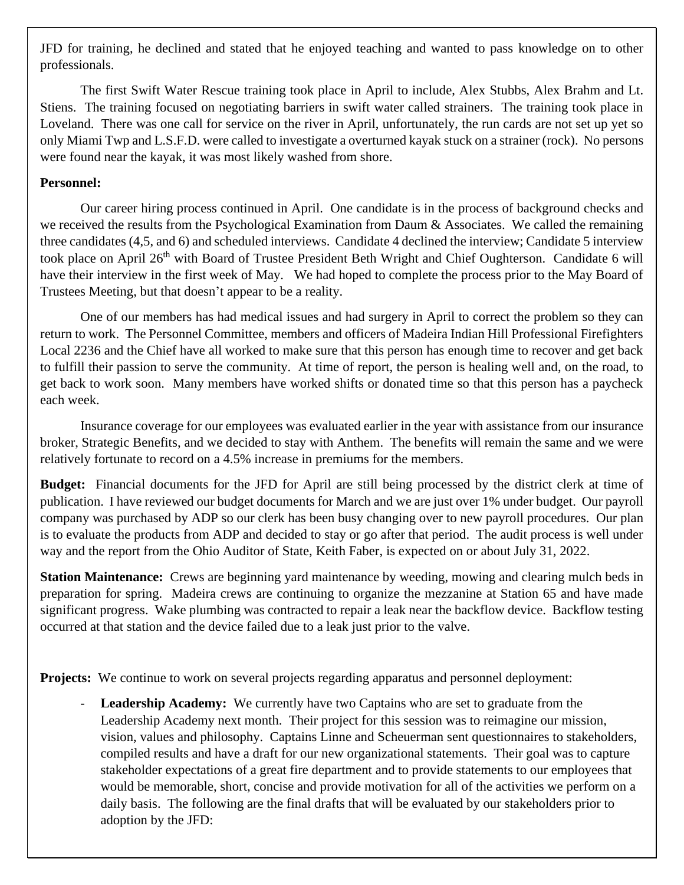JFD for training, he declined and stated that he enjoyed teaching and wanted to pass knowledge on to other professionals.

The first Swift Water Rescue training took place in April to include, Alex Stubbs, Alex Brahm and Lt. Stiens. The training focused on negotiating barriers in swift water called strainers. The training took place in Loveland. There was one call for service on the river in April, unfortunately, the run cards are not set up yet so only Miami Twp and L.S.F.D. were called to investigate a overturned kayak stuck on a strainer (rock). No persons were found near the kayak, it was most likely washed from shore.

**Personnel:**

Our career hiring process continued in April. One candidate is in the process of background checks and we received the results from the Psychological Examination from Daum & Associates. We called the remaining three candidates (4,5, and 6) and scheduled interviews. Candidate 4 declined the interview; Candidate 5 interview took place on April 26th with Board of Trustee President Beth Wright and Chief Oughterson. Candidate 6 will have their interview in the first week of May. We had hoped to complete the process prior to the May Board of Trustees Meeting, but that doesn't appear to be a reality.

One of our members has had medical issues and had surgery in April to correct the problem so they can return to work. The Personnel Committee, members and officers of Madeira Indian Hill Professional Firefighters Local 2236 and the Chief have all worked to make sure that this person has enough time to recover and get back to fulfill their passion to serve the community. At time of report, the person is healing well and, on the road, to get back to work soon. Many members have worked shifts or donated time so that this person has a paycheck each week.

Insurance coverage for our employees was evaluated earlier in the year with assistance from our insurance broker, Strategic Benefits, and we decided to stay with Anthem. The benefits will remain the same and we were relatively fortunate to record on a 4.5% increase in premiums for the members.

**Budget:** Financial documents for the JFD for April are still being processed by the district clerk at time of publication. I have reviewed our budget documents for March and we are just over 1% under budget. Our payroll company was purchased by ADP so our clerk has been busy changing over to new payroll procedures. Our plan is to evaluate the products from ADP and decided to stay or go after that period. The audit process is well under way and the report from the Ohio Auditor of State, Keith Faber, is expected on or about July 31, 2022.

**Station Maintenance:** Crews are beginning yard maintenance by weeding, mowing and clearing mulch beds in preparation for spring. Madeira crews are continuing to organize the mezzanine at Station 65 and have made significant progress. Wake plumbing was contracted to repair a leak near the backflow device. Backflow testing occurred at that station and the device failed due to a leak just prior to the valve.

**Projects:** We continue to work on several projects regarding apparatus and personnel deployment:

- **Leadership Academy:** We currently have two Captains who are set to graduate from the Leadership Academy next month. Their project for this session was to reimagine our mission, vision, values and philosophy. Captains Linne and Scheuerman sent questionnaires to stakeholders, compiled results and have a draft for our new organizational statements. Their goal was to capture stakeholder expectations of a great fire department and to provide statements to our employees that would be memorable, short, concise and provide motivation for all of the activities we perform on a daily basis. The following are the final drafts that will be evaluated by our stakeholders prior to adoption by the JFD: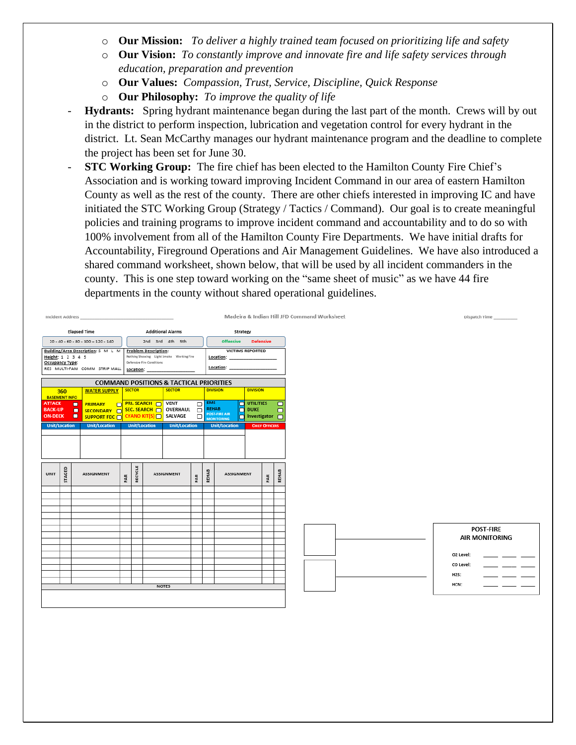- **Our Mission:** *To deliver a highly trained team focused on prioritizing life and safety*
- **Our Vision:** *To constantly improve and innovate fire and life safety services through education, preparation and prevention*
- **Our Values:** *Compassion, Trust, Service, Discipline, Quick Response*
- **Our Philosophy:** *To improve the quality of life*

- **Hydrants:** Spring hydrant maintenance began during the last part of the month. Crews will by out in the district to perform inspection, lubrication and vegetation control for every hydrant in the district. Lt. Sean McCarthy manages our hydrant maintenance program and the deadline to complete the project has been set for June 30.
- **STC Working Group:** The fire chief has been elected to the Hamilton County Fire Chief's Association and is working toward improving Incident Command in our area of eastern Hamilton County as well as the rest of the county. There are other chiefs interested in improving IC and have initiated the STC Working Group (Strategy / Tactics / Command). Our goal is to create meaningful policies and training programs to improve incident command and accountability and to do so with 100% involvement from all of the Hamilton County Fire Departments. We have initial drafts for Accountability, Fireground Operations and Air Management Guidelines. We have also introduced a shared command worksheet, shown below, that will be used by all incident commanders in the county. This is one step toward working on the "same sheet of music" as we have 44 fire departments in the county without shared operational guidelines.

Incident Address ________ **Madeira & Indian Hill JFD Command Worksheet** Dispatch Time ________

| Elapsed Time | Additional Alarms | Strategy |
|---|---|---|
| 20 - 40 - 60 - 80 - 100 – 120 - 140 | 2nd 3rd 4th 5th | Offensive Defensive |
| Building/Area Description: S M L M; Height: 1 2 3 4 5; Occupancy Type: RES MULTI-FAM COMM STRIP MALL | Problem Description: Nothing Showing Light Smoke Working Fire Defensive Fire Conditions; Location: | VICTIMS REPORTED; Location: ; Location: |

**COMMAND POSITIONS & TACTICAL PRIORITIES**

| 360 BASEMENT INFO | WATER SUPPLY | SECTOR | SECTOR | DIVISION | DIVISION |
|---|---|---|---|---|---|
| ATTACK / BACK-UP / ON-DECK | PRIMARY / SECONDARY / SUPPORT FDC | PRI. SEARCH / SEC. SEARCH / CYANO KIT(S) | VENT / OVERHAUL / SALVAGE | EMS / REHAB / POST-FIRE AIR MONITORING | UTILITIES / DUKE / Investigator |
| Unit/Location | Unit/Location | Unit/Location | Unit/Location | Unit/Location | CHIEF OFFICERS |
| | | | | | |

| UNIT | STAGED | ASSIGNMENT | PAR | RECYCLE | ASSIGNMENT | PAR | REHAB | ASSIGNMENT | PAR | REHAB |
|---|---|---|---|---|---|---|---|---|---|---|
| | | | | | | | | | | |

NOTES

**POST-FIRE AIR MONITORING**

| | | | |
|---|---|---|---|
| O2 Level: | ____ | ____ | ____ |
| CO Level: | ____ | ____ | ____ |
| H2S: | ____ | ____ | ____ |
| HCN: | ____ | ____ | ____ |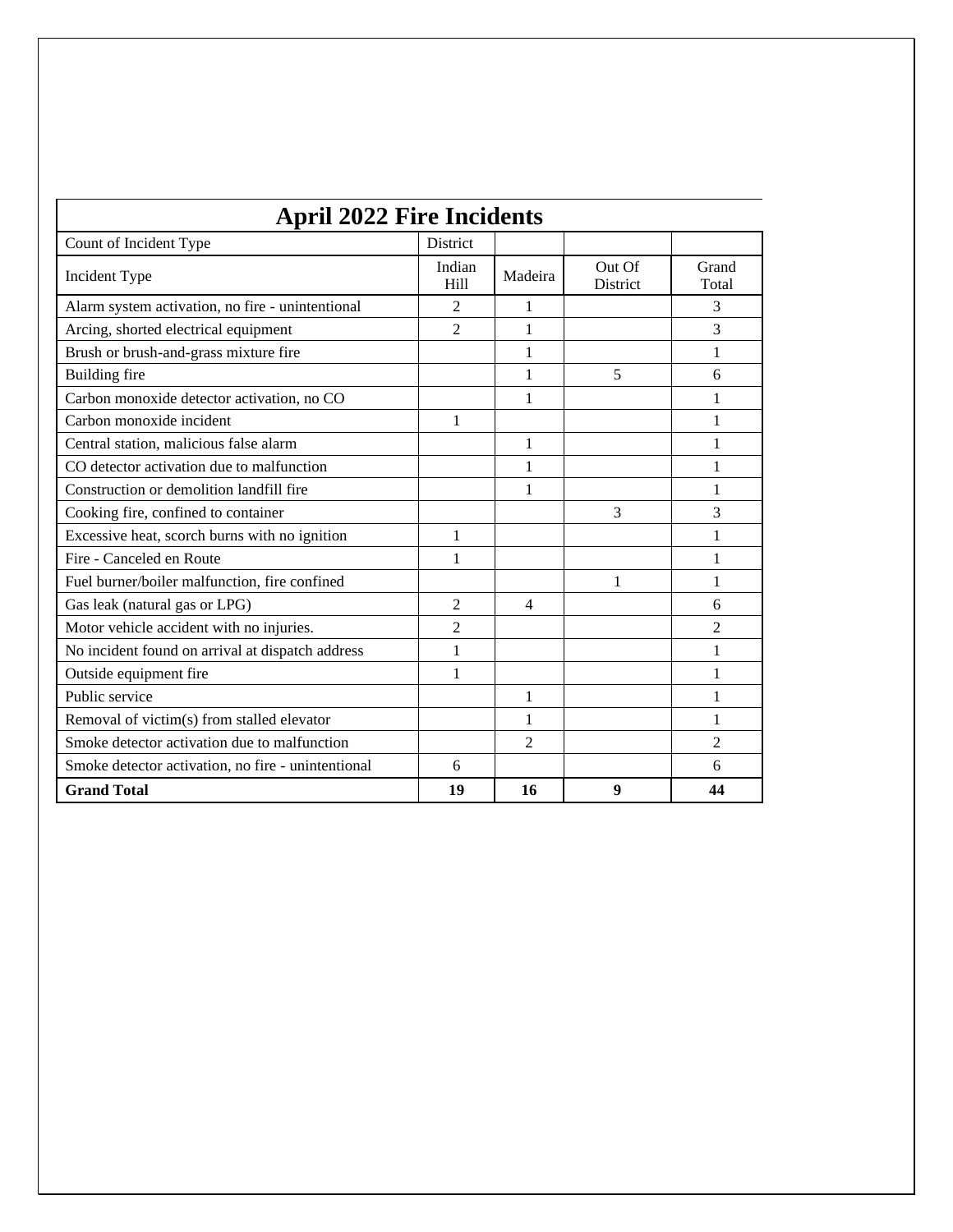# April 2022 Fire Incidents

| Count of Incident Type | District | | | |
|---|---|---|---|---|
| Incident Type | Indian Hill | Madeira | Out Of District | Grand Total |
| Alarm system activation, no fire - unintentional | 2 | 1 | | 3 |
| Arcing, shorted electrical equipment | 2 | 1 | | 3 |
| Brush or brush-and-grass mixture fire | | 1 | | 1 |
| Building fire | | 1 | 5 | 6 |
| Carbon monoxide detector activation, no CO | | 1 | | 1 |
| Carbon monoxide incident | 1 | | | 1 |
| Central station, malicious false alarm | | 1 | | 1 |
| CO detector activation due to malfunction | | 1 | | 1 |
| Construction or demolition landfill fire | | 1 | | 1 |
| Cooking fire, confined to container | | | 3 | 3 |
| Excessive heat, scorch burns with no ignition | 1 | | | 1 |
| Fire - Canceled en Route | 1 | | | 1 |
| Fuel burner/boiler malfunction, fire confined | | | 1 | 1 |
| Gas leak (natural gas or LPG) | 2 | 4 | | 6 |
| Motor vehicle accident with no injuries. | 2 | | | 2 |
| No incident found on arrival at dispatch address | 1 | | | 1 |
| Outside equipment fire | 1 | | | 1 |
| Public service | | 1 | | 1 |
| Removal of victim(s) from stalled elevator | | 1 | | 1 |
| Smoke detector activation due to malfunction | | 2 | | 2 |
| Smoke detector activation, no fire - unintentional | 6 | | | 6 |
| **Grand Total** | **19** | **16** | **9** | **44** |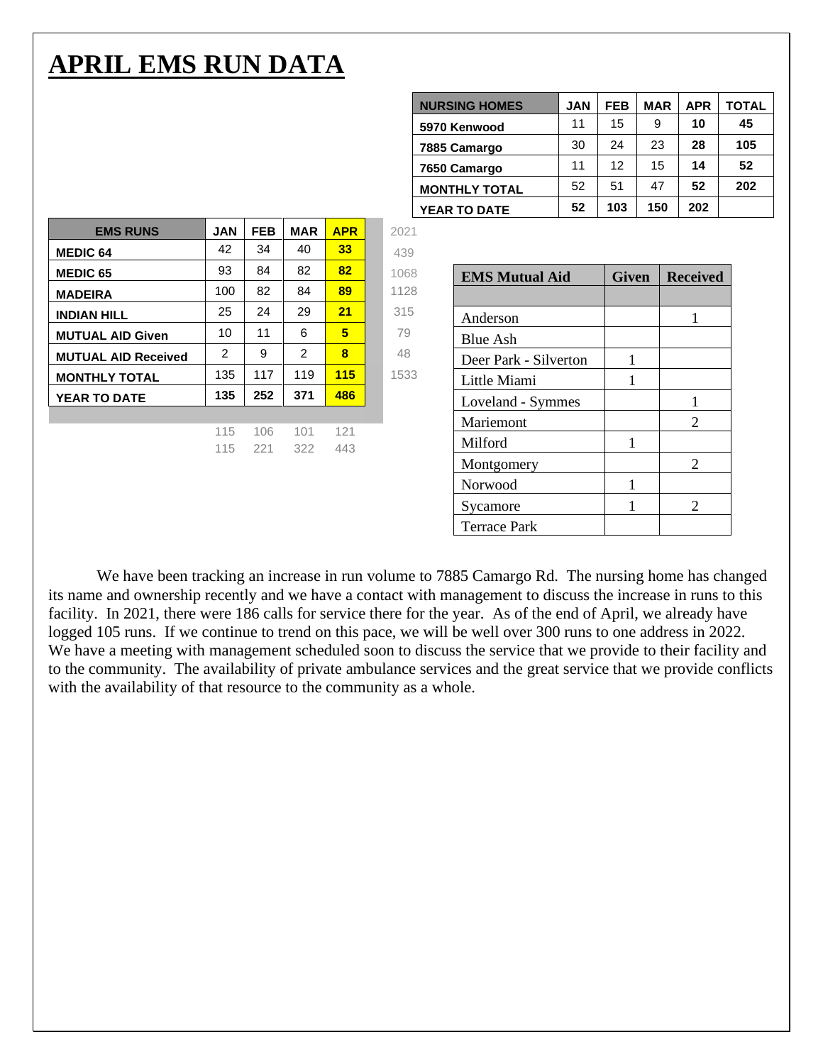# APRIL EMS RUN DATA

| NURSING HOMES | JAN | FEB | MAR | APR | TOTAL |
|---|---|---|---|---|---|
| 5970 Kenwood | 11 | 15 | 9 | **10** | **45** |
| 7885 Camargo | 30 | 24 | 23 | **28** | **105** |
| 7650 Camargo | 11 | 12 | 15 | **14** | **52** |
| MONTHLY TOTAL | 52 | 51 | 47 | **52** | **202** |
| YEAR TO DATE | **52** | **103** | **150** | **202** | |

| EMS RUNS | JAN | FEB | MAR | APR | 2021 |
|---|---|---|---|---|---|
| MEDIC 64 | 42 | 34 | 40 | **33** | 439 |
| MEDIC 65 | 93 | 84 | 82 | **82** | 1068 |
| MADEIRA | 100 | 82 | 84 | **89** | 1128 |
| INDIAN HILL | 25 | 24 | 29 | **21** | 315 |
| MUTUAL AID Given | 10 | 11 | 6 | **5** | 79 |
| MUTUAL AID Received | 2 | 9 | 2 | **8** | 48 |
| MONTHLY TOTAL | 135 | 117 | 119 | **115** | 1533 |
| YEAR TO DATE | **135** | **252** | **371** | **486** | |
| | 115 | 106 | 101 | 121 | |
| | 115 | 221 | 322 | 443 | |

| EMS Mutual Aid | Given | Received |
|---|---|---|
| Anderson | | 1 |
| Blue Ash | | |
| Deer Park - Silverton | 1 | |
| Little Miami | 1 | |
| Loveland - Symmes | | 1 |
| Mariemont | | 2 |
| Milford | 1 | |
| Montgomery | | 2 |
| Norwood | 1 | |
| Sycamore | 1 | 2 |
| Terrace Park | | |

We have been tracking an increase in run volume to 7885 Camargo Rd. The nursing home has changed its name and ownership recently and we have a contact with management to discuss the increase in runs to this facility. In 2021, there were 186 calls for service there for the year. As of the end of April, we already have logged 105 runs. If we continue to trend on this pace, we will be well over 300 runs to one address in 2022. We have a meeting with management scheduled soon to discuss the service that we provide to their facility and to the community. The availability of private ambulance services and the great service that we provide conflicts with the availability of that resource to the community as a whole.